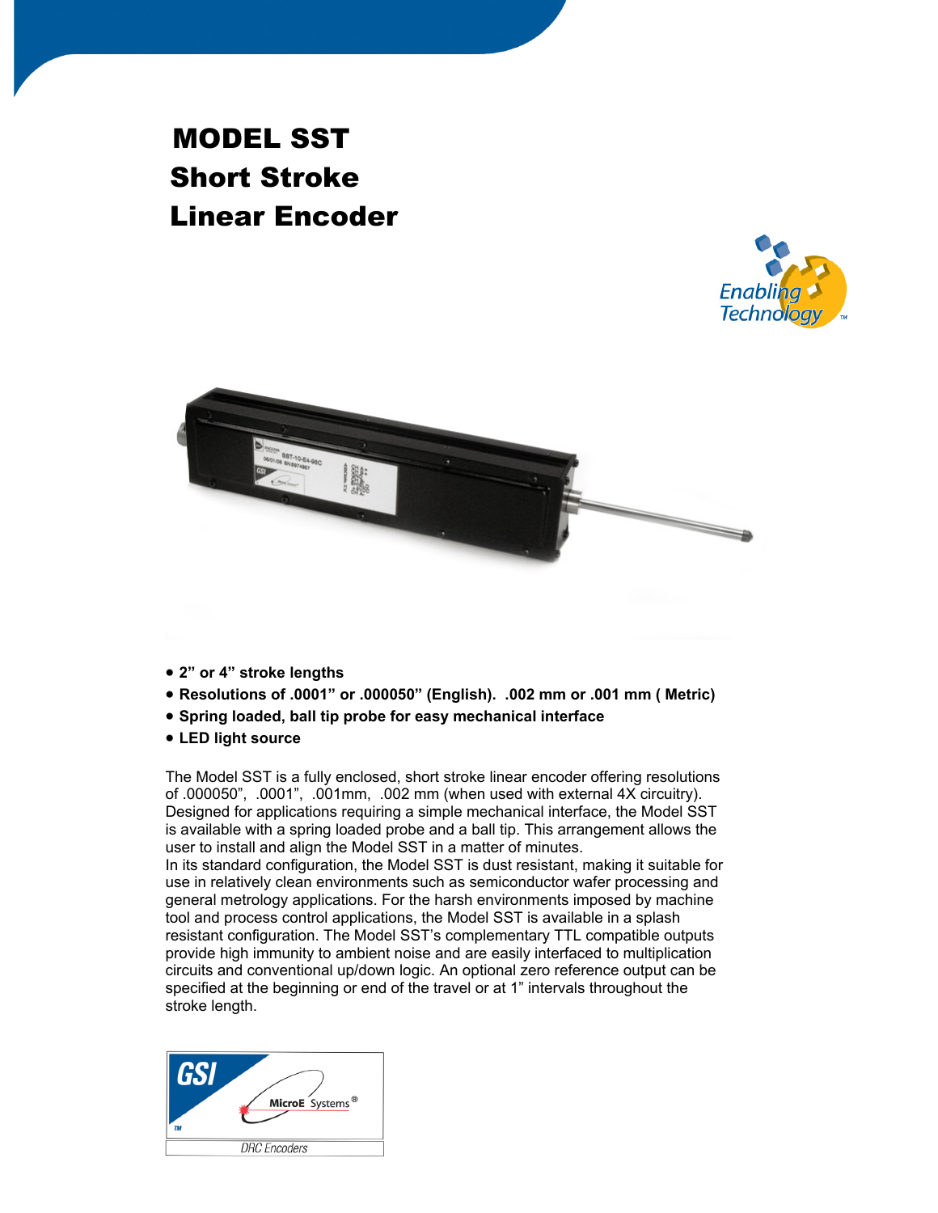# MODEL SST
# Short Stroke
# Linear Encoder

- **2" or 4" stroke lengths**
- **Resolutions of .0001" or .000050" (English). .002 mm or .001 mm ( Metric)**
- **Spring loaded, ball tip probe for easy mechanical interface**
- **LED light source**

The Model SST is a fully enclosed, short stroke linear encoder offering resolutions of .000050", .0001", .001mm, .002 mm (when used with external 4X circuitry). Designed for applications requiring a simple mechanical interface, the Model SST is available with a spring loaded probe and a ball tip. This arrangement allows the user to install and align the Model SST in a matter of minutes.

In its standard configuration, the Model SST is dust resistant, making it suitable for use in relatively clean environments such as semiconductor wafer processing and general metrology applications. For the harsh environments imposed by machine tool and process control applications, the Model SST is available in a splash resistant configuration. The Model SST's complementary TTL compatible outputs provide high immunity to ambient noise and are easily interfaced to multiplication circuits and conventional up/down logic. An optional zero reference output can be specified at the beginning or end of the travel or at 1" intervals throughout the stroke length.

GSI MicroE Systems®

DRC Encoders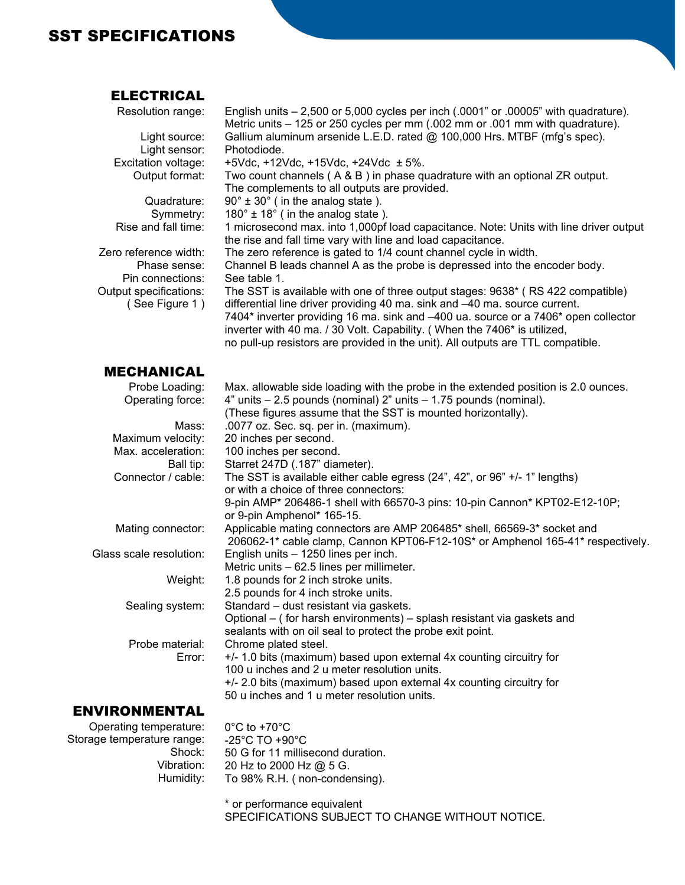# SST SPECIFICATIONS

## ELECTRICAL

| | |
|---|---|
| Resolution range: | English units – 2,500 or 5,000 cycles per inch (.0001" or .00005" with quadrature). Metric units – 125 or 250 cycles per mm (.002 mm or .001 mm with quadrature). |
| Light source: | Gallium aluminum arsenide L.E.D. rated @ 100,000 Hrs. MTBF (mfg's spec). |
| Light sensor: | Photodiode. |
| Excitation voltage: | +5Vdc, +12Vdc, +15Vdc, +24Vdc ± 5%. |
| Output format: | Two count channels ( A & B ) in phase quadrature with an optional ZR output. The complements to all outputs are provided. |
| Quadrature: | 90° ± 30° ( in the analog state ). |
| Symmetry: | 180° ± 18° ( in the analog state ). |
| Rise and fall time: | 1 microsecond max. into 1,000pf load capacitance. Note: Units with line driver output the rise and fall time vary with line and load capacitance. |
| Zero reference width: | The zero reference is gated to 1/4 count channel cycle in width. |
| Phase sense: | Channel B leads channel A as the probe is depressed into the encoder body. |
| Pin connections: | See table 1. |
| Output specifications: ( See Figure 1 ) | The SST is available with one of three output stages: 9638* ( RS 422 compatible) differential line driver providing 40 ma. sink and –40 ma. source current. 7404* inverter providing 16 ma. sink and –400 ua. source or a 7406* open collector inverter with 40 ma. / 30 Volt. Capability. ( When the 7406* is utilized, no pull-up resistors are provided in the unit). All outputs are TTL compatible. |

## MECHANICAL

| | |
|---|---|
| Probe Loading: | Max. allowable side loading with the probe in the extended position is 2.0 ounces. |
| Operating force: | 4" units – 2.5 pounds (nominal) 2" units – 1.75 pounds (nominal). (These figures assume that the SST is mounted horizontally). |
| Mass: | .0077 oz. Sec. sq. per in. (maximum). |
| Maximum velocity: | 20 inches per second. |
| Max. acceleration: | 100 inches per second. |
| Ball tip: | Starret 247D (.187" diameter). |
| Connector / cable: | The SST is available either cable egress (24", 42", or 96" +/- 1" lengths) or with a choice of three connectors: 9-pin AMP* 206486-1 shell with 66570-3 pins: 10-pin Cannon* KPT02-E12-10P; or 9-pin Amphenol* 165-15. |
| Mating connector: | Applicable mating connectors are AMP 206485* shell, 66569-3* socket and 206062-1* cable clamp, Cannon KPT06-F12-10S* or Amphenol 165-41* respectively. |
| Glass scale resolution: | English units – 1250 lines per inch. Metric units – 62.5 lines per millimeter. |
| Weight: | 1.8 pounds for 2 inch stroke units. 2.5 pounds for 4 inch stroke units. |
| Sealing system: | Standard – dust resistant via gaskets. Optional – ( for harsh environments) – splash resistant via gaskets and sealants with on oil seal to protect the probe exit point. |
| Probe material: | Chrome plated steel. |
| Error: | +/- 1.0 bits (maximum) based upon external 4x counting circuitry for 100 u inches and 2 u meter resolution units. +/- 2.0 bits (maximum) based upon external 4x counting circuitry for 50 u inches and 1 u meter resolution units. |

## ENVIRONMENTAL

| | |
|---|---|
| Operating temperature: | 0°C to +70°C |
| Storage temperature range: | -25°C TO +90°C |
| Shock: | 50 G for 11 millisecond duration. |
| Vibration: | 20 Hz to 2000 Hz @ 5 G. |
| Humidity: | To 98% R.H. ( non-condensing). |

* or performance equivalent

SPECIFICATIONS SUBJECT TO CHANGE WITHOUT NOTICE.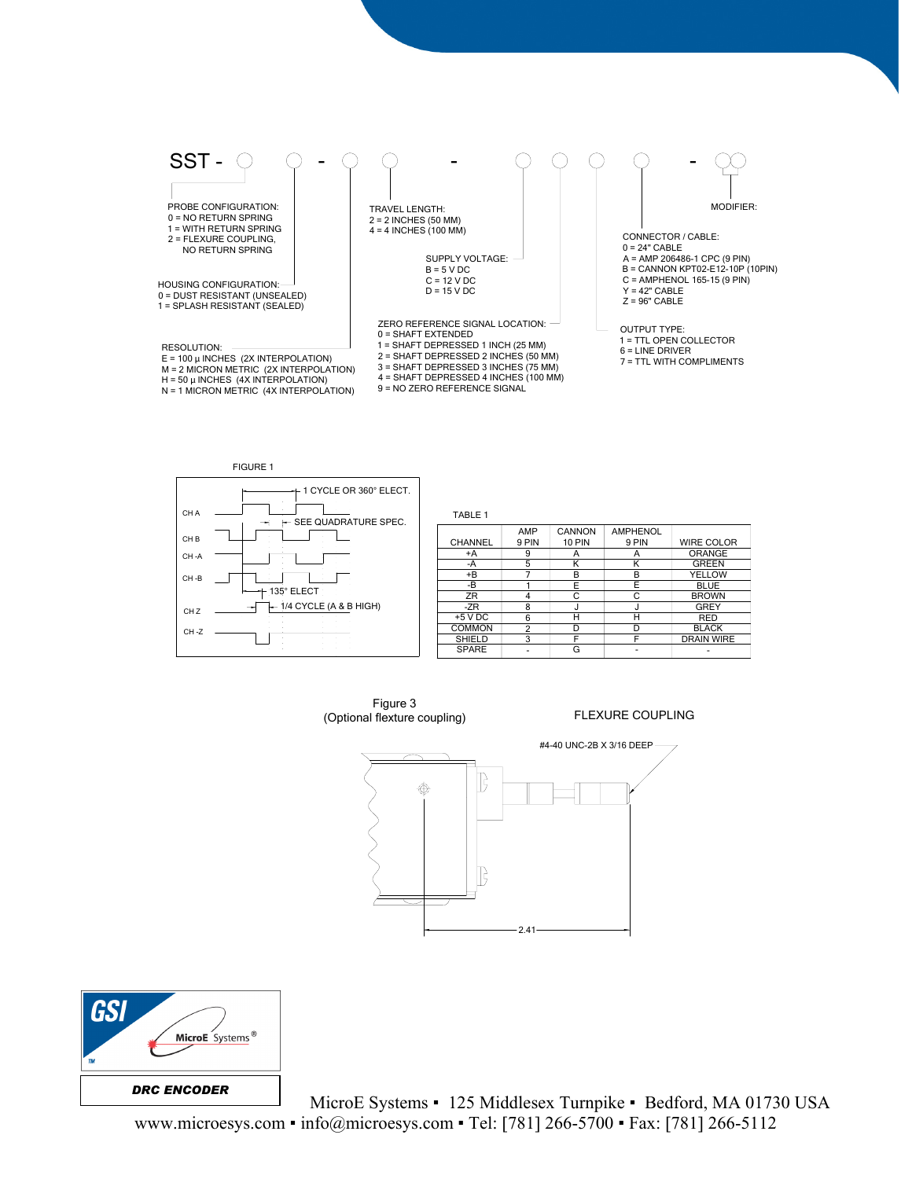SST - ○ ○ - ○ ○ - ○ ○ ○ ○ - ○○

PROBE CONFIGURATION:
0 = NO RETURN SPRING
1 = WITH RETURN SPRING
2 = FLEXURE COUPLING, NO RETURN SPRING

HOUSING CONFIGURATION:
0 = DUST RESISTANT (UNSEALED)
1 = SPLASH RESISTANT (SEALED)

RESOLUTION:
E = 100 µ INCHES (2X INTERPOLATION)
M = 2 MICRON METRIC (2X INTERPOLATION)
H = 50 µ INCHES (4X INTERPOLATION)
N = 1 MICRON METRIC (4X INTERPOLATION)

TRAVEL LENGTH:
2 = 2 INCHES (50 MM)
4 = 4 INCHES (100 MM)

SUPPLY VOLTAGE:
B = 5 V DC
C = 12 V DC
D = 15 V DC

ZERO REFERENCE SIGNAL LOCATION:
0 = SHAFT EXTENDED
1 = SHAFT DEPRESSED 1 INCH (25 MM)
2 = SHAFT DEPRESSED 2 INCHES (50 MM)
3 = SHAFT DEPRESSED 3 INCHES (75 MM)
4 = SHAFT DEPRESSED 4 INCHES (100 MM)
9 = NO ZERO REFERENCE SIGNAL

MODIFIER:

CONNECTOR / CABLE:
0 = 24" CABLE
A = AMP 206486-1 CPC (9 PIN)
B = CANNON KPT02-E12-10P (10PIN)
C = AMPHENOL 165-15 (9 PIN)
Y = 42" CABLE
Z = 96" CABLE

OUTPUT TYPE:
1 = TTL OPEN COLLECTOR
6 = LINE DRIVER
7 = TTL WITH COMPLIMENTS

FIGURE 1

CH A, CH B, CH -A, CH -B, CH Z, CH -Z

1 CYCLE OR 360° ELECT.

SEE QUADRATURE SPEC.

135° ELECT

1/4 CYCLE (A & B HIGH)

TABLE 1

| CHANNEL | AMP 9 PIN | CANNON 10 PIN | AMPHENOL 9 PIN | WIRE COLOR |
|---|---|---|---|---|
| +A | 9 | A | A | ORANGE |
| -A | 5 | K | K | GREEN |
| +B | 7 | B | B | YELLOW |
| -B | 1 | E | E | BLUE |
| ZR | 4 | C | C | BROWN |
| -ZR | 8 | J | J | GREY |
| +5 V DC | 6 | H | H | RED |
| COMMON | 2 | D | D | BLACK |
| SHIELD | 3 | F | F | DRAIN WIRE |
| SPARE | - | G | - | - |

Figure 3
(Optional flexture coupling)

FLEXURE COUPLING

#4-40 UNC-2B X 3/16 DEEP

2.41

GSI MicroE Systems®

**DRC ENCODER**

MicroE Systems ▪ 125 Middlesex Turnpike ▪ Bedford, MA 01730 USA
www.microesys.com ▪ info@microesys.com ▪ Tel: [781] 266-5700 ▪ Fax: [781] 266-5112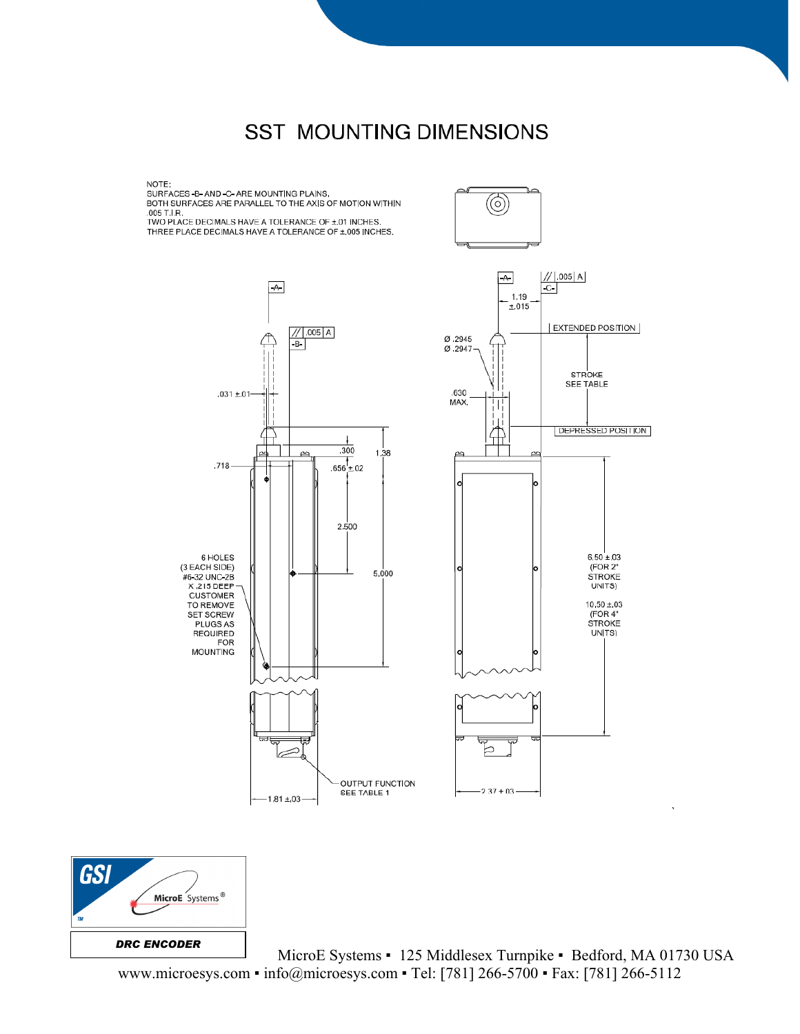# SST MOUNTING DIMENSIONS

NOTE:
SURFACES -B- AND -C- ARE MOUNTING PLAINS,
BOTH SURFACES ARE PARALLEL TO THE AXIS OF MOTION WITHIN .005 T.I.R.
TWO PLACE DECIMALS HAVE A TOLERANCE OF ±.01 INCHES.
THREE PLACE DECIMALS HAVE A TOLERANCE OF ±.005 INCHES.

-A-
// .005 A
-B-
.031 ±.01
.718
.300
1.38
.656 ±.02
2.500
5.000
6 HOLES (3 EACH SIDE) #6-32 UNC-2B X .215 DEEP CUSTOMER TO REMOVE SET SCREW PLUGS AS REQUIRED FOR MOUNTING
OUTPUT FUNCTION SEE TABLE 1
1.81 ±.03

-A-
// .005 A
-C-
1.19 ±.015
EXTENDED POSITION
Ø .2945
Ø .2947
STROKE SEE TABLE
.630 MAX.
DEPRESSED POSITION
6.50 ±.03 (FOR 2" STROKE UNITS)
10.50 ±.03 (FOR 4" STROKE UNITS)
2.37 ±.03

GSI MicroE Systems®

DRC ENCODER

MicroE Systems ▪ 125 Middlesex Turnpike ▪ Bedford, MA 01730 USA
www.microesys.com ▪ info@microesys.com ▪ Tel: [781] 266-5700 ▪ Fax: [781] 266-5112